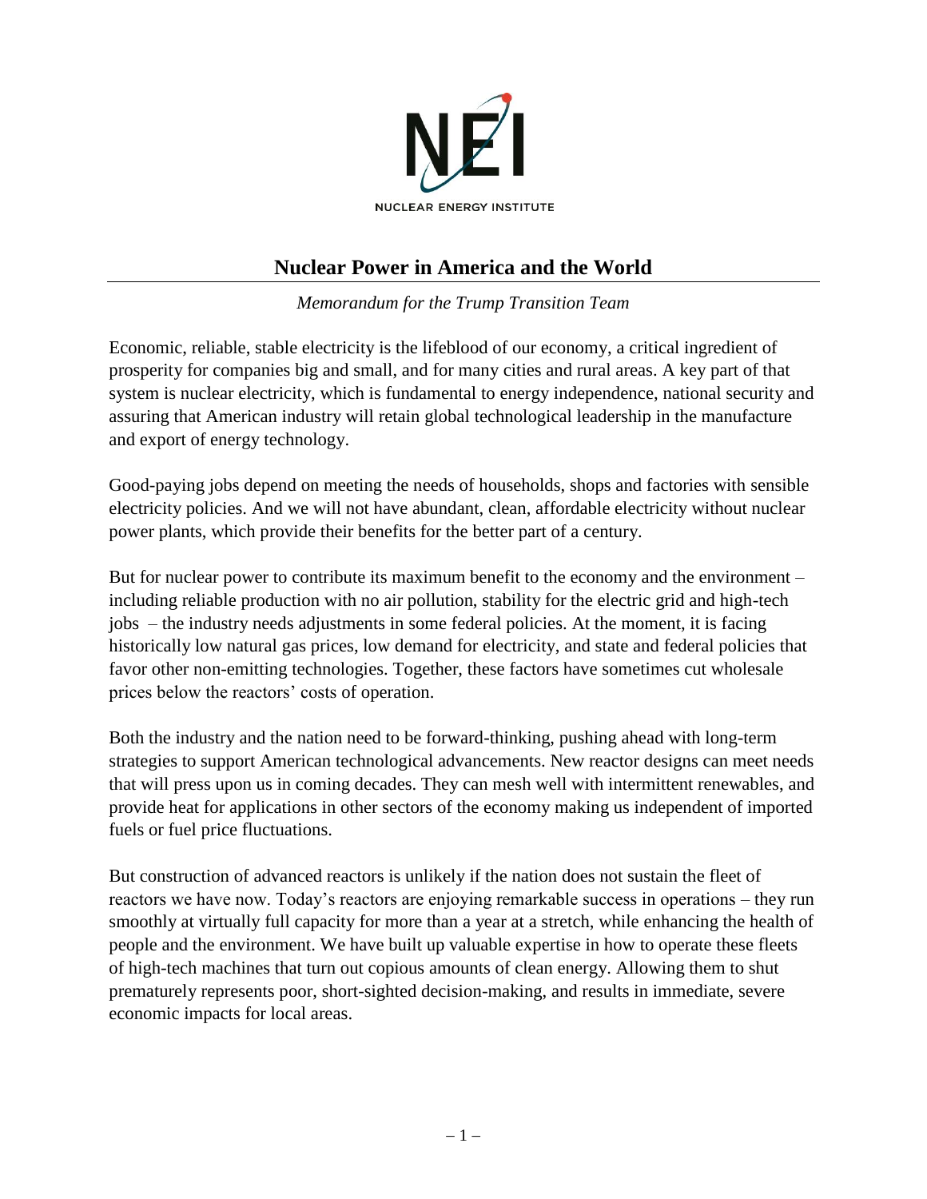# Nuclear Power in America and the World

*Memorandum for the Trump Transition Team*

Economic, reliable, stable electricity is the lifeblood of our economy, a critical ingredient of prosperity for companies big and small, and for many cities and rural areas. A key part of that system is nuclear electricity, which is fundamental to energy independence, national security and assuring that American industry will retain global technological leadership in the manufacture and export of energy technology.

Good-paying jobs depend on meeting the needs of households, shops and factories with sensible electricity policies. And we will not have abundant, clean, affordable electricity without nuclear power plants, which provide their benefits for the better part of a century.

But for nuclear power to contribute its maximum benefit to the economy and the environment – including reliable production with no air pollution, stability for the electric grid and high-tech jobs – the industry needs adjustments in some federal policies. At the moment, it is facing historically low natural gas prices, low demand for electricity, and state and federal policies that favor other non-emitting technologies. Together, these factors have sometimes cut wholesale prices below the reactors' costs of operation.

Both the industry and the nation need to be forward-thinking, pushing ahead with long-term strategies to support American technological advancements. New reactor designs can meet needs that will press upon us in coming decades. They can mesh well with intermittent renewables, and provide heat for applications in other sectors of the economy making us independent of imported fuels or fuel price fluctuations.

But construction of advanced reactors is unlikely if the nation does not sustain the fleet of reactors we have now. Today's reactors are enjoying remarkable success in operations – they run smoothly at virtually full capacity for more than a year at a stretch, while enhancing the health of people and the environment. We have built up valuable expertise in how to operate these fleets of high-tech machines that turn out copious amounts of clean energy. Allowing them to shut prematurely represents poor, short-sighted decision-making, and results in immediate, severe economic impacts for local areas.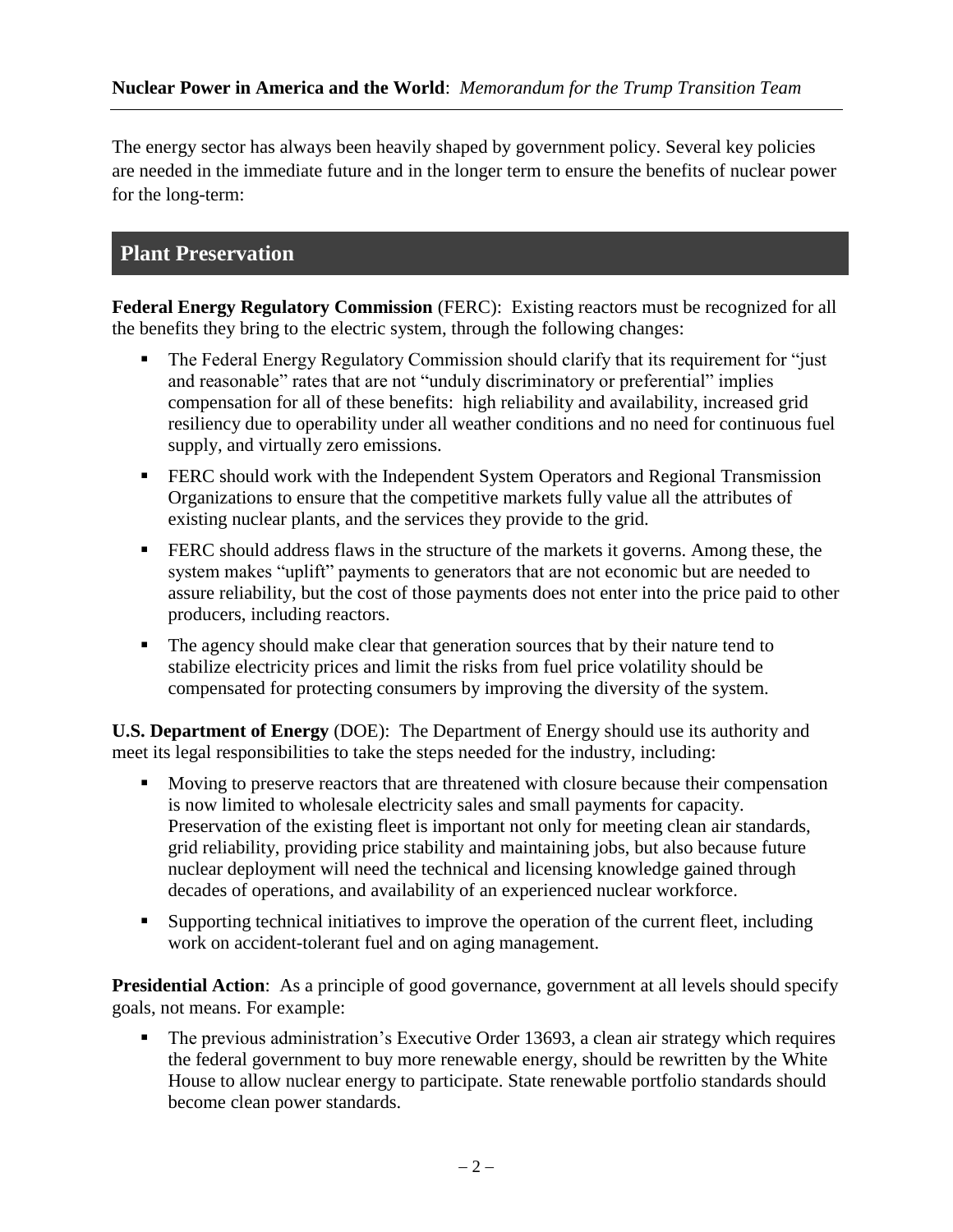The energy sector has always been heavily shaped by government policy. Several key policies are needed in the immediate future and in the longer term to ensure the benefits of nuclear power for the long-term:

## Plant Preservation

**Federal Energy Regulatory Commission** (FERC): Existing reactors must be recognized for all the benefits they bring to the electric system, through the following changes:

- The Federal Energy Regulatory Commission should clarify that its requirement for "just and reasonable" rates that are not "unduly discriminatory or preferential" implies compensation for all of these benefits: high reliability and availability, increased grid resiliency due to operability under all weather conditions and no need for continuous fuel supply, and virtually zero emissions.
- FERC should work with the Independent System Operators and Regional Transmission Organizations to ensure that the competitive markets fully value all the attributes of existing nuclear plants, and the services they provide to the grid.
- FERC should address flaws in the structure of the markets it governs. Among these, the system makes "uplift" payments to generators that are not economic but are needed to assure reliability, but the cost of those payments does not enter into the price paid to other producers, including reactors.
- The agency should make clear that generation sources that by their nature tend to stabilize electricity prices and limit the risks from fuel price volatility should be compensated for protecting consumers by improving the diversity of the system.

**U.S. Department of Energy** (DOE): The Department of Energy should use its authority and meet its legal responsibilities to take the steps needed for the industry, including:

- Moving to preserve reactors that are threatened with closure because their compensation is now limited to wholesale electricity sales and small payments for capacity. Preservation of the existing fleet is important not only for meeting clean air standards, grid reliability, providing price stability and maintaining jobs, but also because future nuclear deployment will need the technical and licensing knowledge gained through decades of operations, and availability of an experienced nuclear workforce.
- Supporting technical initiatives to improve the operation of the current fleet, including work on accident-tolerant fuel and on aging management.

**Presidential Action**: As a principle of good governance, government at all levels should specify goals, not means. For example:

- The previous administration's Executive Order 13693, a clean air strategy which requires the federal government to buy more renewable energy, should be rewritten by the White House to allow nuclear energy to participate. State renewable portfolio standards should become clean power standards.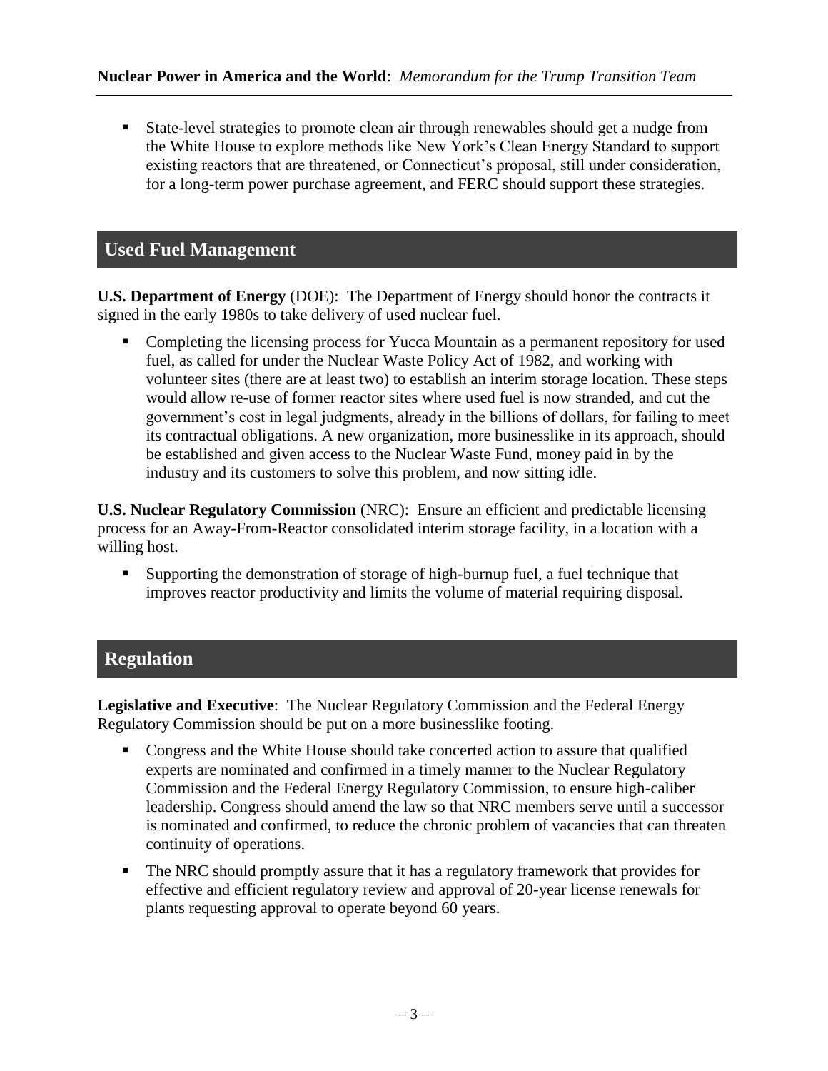- State-level strategies to promote clean air through renewables should get a nudge from the White House to explore methods like New York's Clean Energy Standard to support existing reactors that are threatened, or Connecticut's proposal, still under consideration, for a long-term power purchase agreement, and FERC should support these strategies.

## Used Fuel Management

**U.S. Department of Energy** (DOE): The Department of Energy should honor the contracts it signed in the early 1980s to take delivery of used nuclear fuel.

- Completing the licensing process for Yucca Mountain as a permanent repository for used fuel, as called for under the Nuclear Waste Policy Act of 1982, and working with volunteer sites (there are at least two) to establish an interim storage location. These steps would allow re-use of former reactor sites where used fuel is now stranded, and cut the government's cost in legal judgments, already in the billions of dollars, for failing to meet its contractual obligations. A new organization, more businesslike in its approach, should be established and given access to the Nuclear Waste Fund, money paid in by the industry and its customers to solve this problem, and now sitting idle.

**U.S. Nuclear Regulatory Commission** (NRC): Ensure an efficient and predictable licensing process for an Away-From-Reactor consolidated interim storage facility, in a location with a willing host.

- Supporting the demonstration of storage of high-burnup fuel, a fuel technique that improves reactor productivity and limits the volume of material requiring disposal.

## Regulation

**Legislative and Executive**: The Nuclear Regulatory Commission and the Federal Energy Regulatory Commission should be put on a more businesslike footing.

- Congress and the White House should take concerted action to assure that qualified experts are nominated and confirmed in a timely manner to the Nuclear Regulatory Commission and the Federal Energy Regulatory Commission, to ensure high-caliber leadership. Congress should amend the law so that NRC members serve until a successor is nominated and confirmed, to reduce the chronic problem of vacancies that can threaten continuity of operations.
- The NRC should promptly assure that it has a regulatory framework that provides for effective and efficient regulatory review and approval of 20-year license renewals for plants requesting approval to operate beyond 60 years.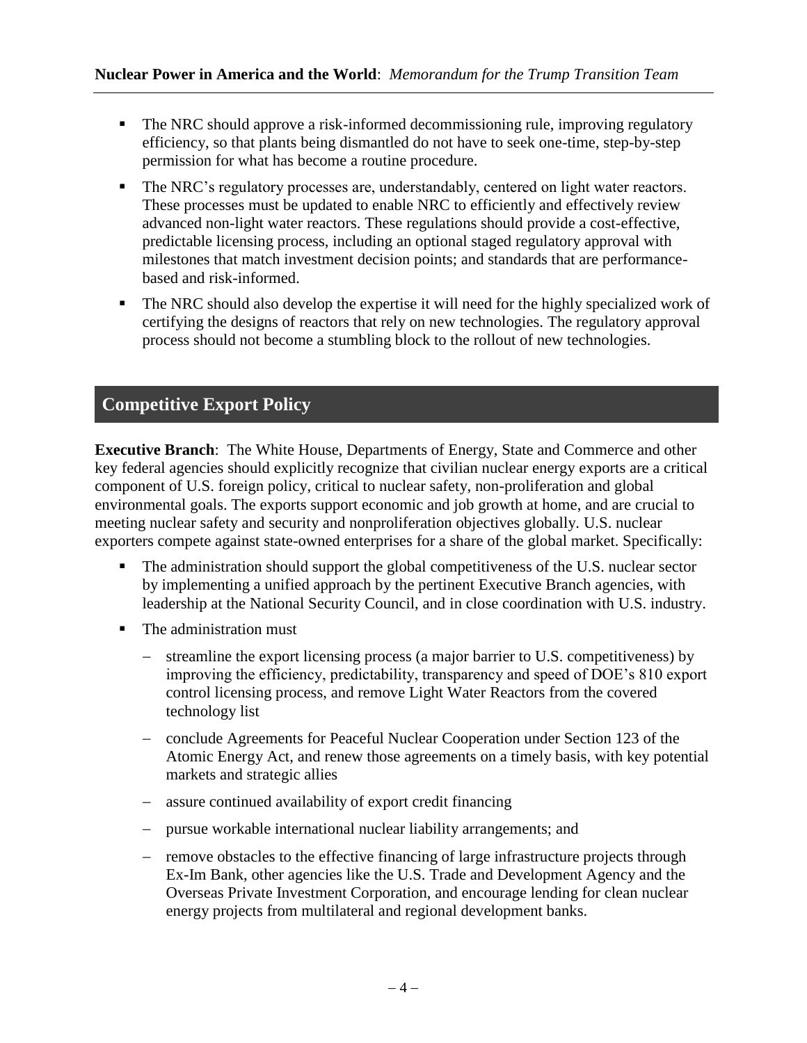- The NRC should approve a risk-informed decommissioning rule, improving regulatory efficiency, so that plants being dismantled do not have to seek one-time, step-by-step permission for what has become a routine procedure.
- The NRC's regulatory processes are, understandably, centered on light water reactors. These processes must be updated to enable NRC to efficiently and effectively review advanced non-light water reactors. These regulations should provide a cost-effective, predictable licensing process, including an optional staged regulatory approval with milestones that match investment decision points; and standards that are performance-based and risk-informed.
- The NRC should also develop the expertise it will need for the highly specialized work of certifying the designs of reactors that rely on new technologies. The regulatory approval process should not become a stumbling block to the rollout of new technologies.

## Competitive Export Policy

**Executive Branch**: The White House, Departments of Energy, State and Commerce and other key federal agencies should explicitly recognize that civilian nuclear energy exports are a critical component of U.S. foreign policy, critical to nuclear safety, non-proliferation and global environmental goals. The exports support economic and job growth at home, and are crucial to meeting nuclear safety and security and nonproliferation objectives globally. U.S. nuclear exporters compete against state-owned enterprises for a share of the global market. Specifically:

- The administration should support the global competitiveness of the U.S. nuclear sector by implementing a unified approach by the pertinent Executive Branch agencies, with leadership at the National Security Council, and in close coordination with U.S. industry.
- The administration must
  - streamline the export licensing process (a major barrier to U.S. competitiveness) by improving the efficiency, predictability, transparency and speed of DOE's 810 export control licensing process, and remove Light Water Reactors from the covered technology list
  - conclude Agreements for Peaceful Nuclear Cooperation under Section 123 of the Atomic Energy Act, and renew those agreements on a timely basis, with key potential markets and strategic allies
  - assure continued availability of export credit financing
  - pursue workable international nuclear liability arrangements; and
  - remove obstacles to the effective financing of large infrastructure projects through Ex-Im Bank, other agencies like the U.S. Trade and Development Agency and the Overseas Private Investment Corporation, and encourage lending for clean nuclear energy projects from multilateral and regional development banks.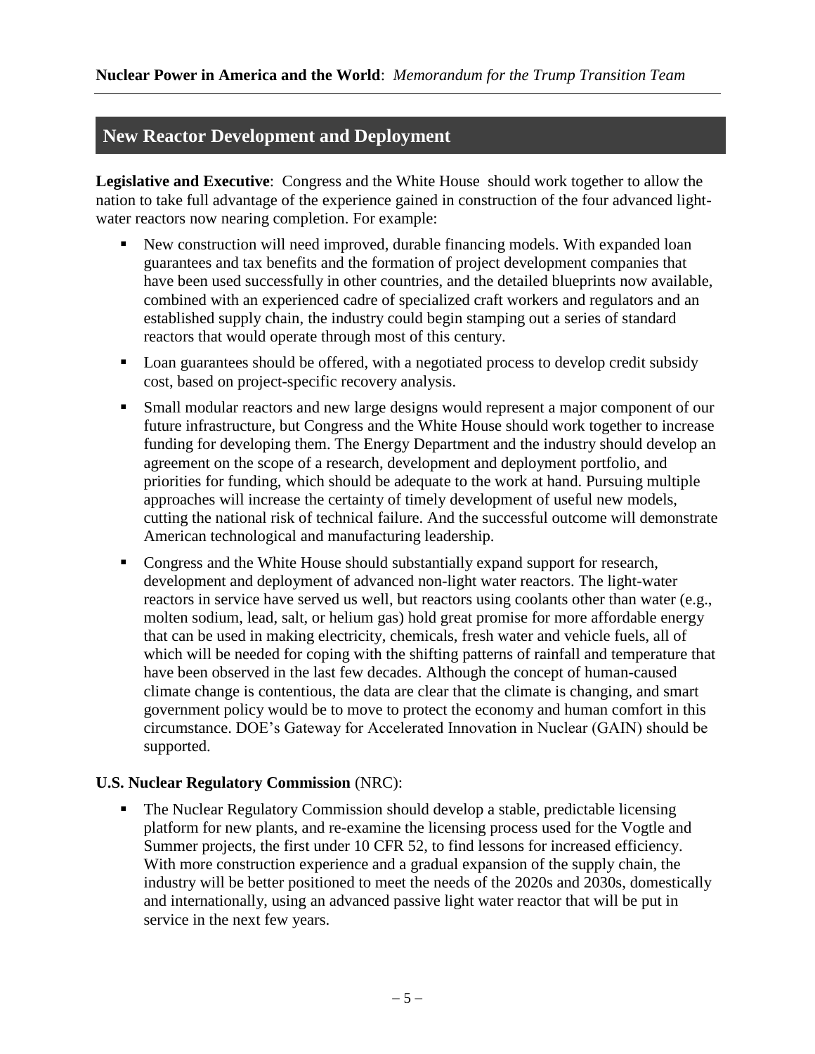## New Reactor Development and Deployment

**Legislative and Executive**: Congress and the White House should work together to allow the nation to take full advantage of the experience gained in construction of the four advanced light-water reactors now nearing completion. For example:

- New construction will need improved, durable financing models. With expanded loan guarantees and tax benefits and the formation of project development companies that have been used successfully in other countries, and the detailed blueprints now available, combined with an experienced cadre of specialized craft workers and regulators and an established supply chain, the industry could begin stamping out a series of standard reactors that would operate through most of this century.
- Loan guarantees should be offered, with a negotiated process to develop credit subsidy cost, based on project-specific recovery analysis.
- Small modular reactors and new large designs would represent a major component of our future infrastructure, but Congress and the White House should work together to increase funding for developing them. The Energy Department and the industry should develop an agreement on the scope of a research, development and deployment portfolio, and priorities for funding, which should be adequate to the work at hand. Pursuing multiple approaches will increase the certainty of timely development of useful new models, cutting the national risk of technical failure. And the successful outcome will demonstrate American technological and manufacturing leadership.
- Congress and the White House should substantially expand support for research, development and deployment of advanced non-light water reactors. The light-water reactors in service have served us well, but reactors using coolants other than water (e.g., molten sodium, lead, salt, or helium gas) hold great promise for more affordable energy that can be used in making electricity, chemicals, fresh water and vehicle fuels, all of which will be needed for coping with the shifting patterns of rainfall and temperature that have been observed in the last few decades. Although the concept of human-caused climate change is contentious, the data are clear that the climate is changing, and smart government policy would be to move to protect the economy and human comfort in this circumstance. DOE's Gateway for Accelerated Innovation in Nuclear (GAIN) should be supported.

**U.S. Nuclear Regulatory Commission** (NRC):

- The Nuclear Regulatory Commission should develop a stable, predictable licensing platform for new plants, and re-examine the licensing process used for the Vogtle and Summer projects, the first under 10 CFR 52, to find lessons for increased efficiency. With more construction experience and a gradual expansion of the supply chain, the industry will be better positioned to meet the needs of the 2020s and 2030s, domestically and internationally, using an advanced passive light water reactor that will be put in service in the next few years.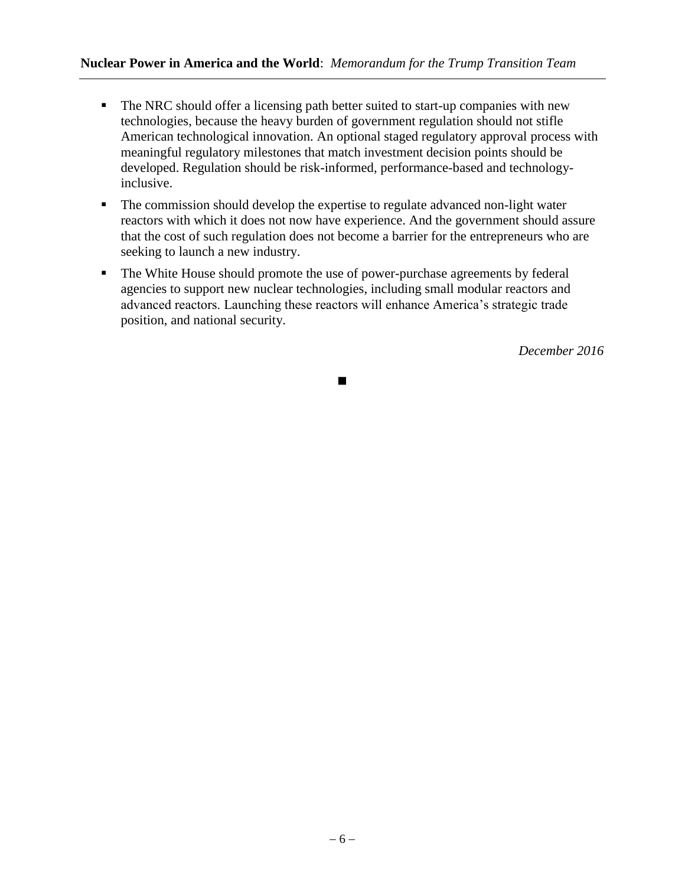- The NRC should offer a licensing path better suited to start-up companies with new technologies, because the heavy burden of government regulation should not stifle American technological innovation. An optional staged regulatory approval process with meaningful regulatory milestones that match investment decision points should be developed. Regulation should be risk-informed, performance-based and technology-inclusive.
- The commission should develop the expertise to regulate advanced non-light water reactors with which it does not now have experience. And the government should assure that the cost of such regulation does not become a barrier for the entrepreneurs who are seeking to launch a new industry.
- The White House should promote the use of power-purchase agreements by federal agencies to support new nuclear technologies, including small modular reactors and advanced reactors. Launching these reactors will enhance America's strategic trade position, and national security.

*December 2016*

■